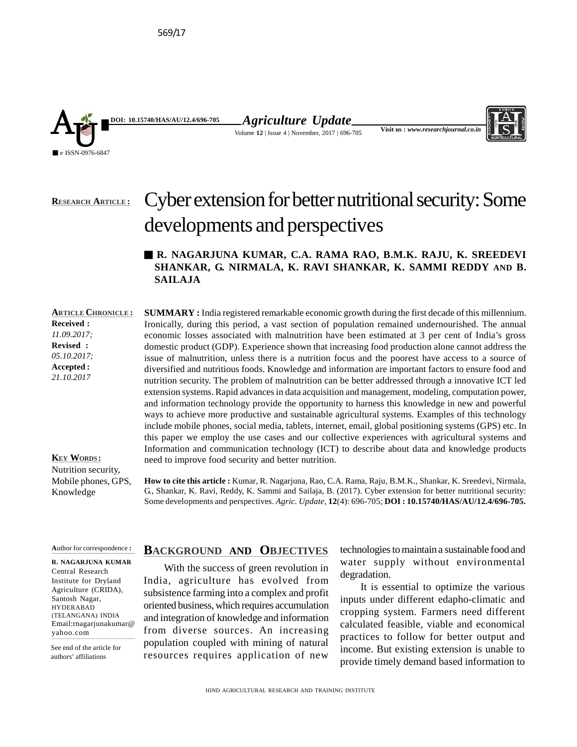569/17

DOI: 10.15740/HAS/AU/12.4/696-705

e ISSN-0976-6847

**RESEARCH ARTICLE :**

# Cyber extension for better nutritional security: Some developments and perspectives

**R. NAGARJUNA KUMAR, C.A. RAMA RAO, B.M.K. RAJU, K. SREEDEVI SHANKAR, G. NIRMALA, K. RAVI SHANKAR, K. SAMMI REDDY AND B. SAILAJA**

**ARTICLE CHRONICLE :**
**Received :** *11.09.2017;*
**Revised :** *05.10.2017;*
**Accepted :** *21.10.2017*

**SUMMARY :** India registered remarkable economic growth during the first decade of this millennium. Ironically, during this period, a vast section of population remained undernourished. The annual economic losses associated with malnutrition have been estimated at 3 per cent of India's gross domestic product (GDP). Experience shown that increasing food production alone cannot address the issue of malnutrition, unless there is a nutrition focus and the poorest have access to a source of diversified and nutritious foods. Knowledge and information are important factors to ensure food and nutrition security. The problem of malnutrition can be better addressed through a innovative ICT led extension systems. Rapid advances in data acquisition and management, modeling, computation power, and information technology provide the opportunity to harness this knowledge in new and powerful ways to achieve more productive and sustainable agricultural systems. Examples of this technology include mobile phones, social media, tablets, internet, email, global positioning systems (GPS) etc. In this paper we employ the use cases and our collective experiences with agricultural systems and Information and communication technology (ICT) to describe about data and knowledge products need to improve food security and better nutrition.

**KEY WORDS :**
Nutrition security, Mobile phones, GPS, Knowledge

**How to cite this article :** Kumar, R. Nagarjuna, Rao, C.A. Rama, Raju, B.M.K., Shankar, K. Sreedevi, Nirmala, G., Shankar, K. Ravi, Reddy, K. Sammi and Sailaja, B. (2017). Cyber extension for better nutritional security: Some developments and perspectives. *Agric. Update*, **12**(4): 696-705; **DOI : 10.15740/HAS/AU/12.4/696-705.**

**Author for correspondence :**

**R. NAGARJUNA KUMAR**
Central Research Institute for Dryland Agriculture (CRIDA), Santosh Nagar, HYDERABAD (TELANGANA) INDIA
Email:rnagarjunakumar@yahoo.com

See end of the article for authors' affiliations

## BACKGROUND AND OBJECTIVES

With the success of green revolution in India, agriculture has evolved from subsistence farming into a complex and profit oriented business, which requires accumulation and integration of knowledge and information from diverse sources. An increasing population coupled with mining of natural resources requires application of new technologies to maintain a sustainable food and water supply without environmental degradation.

It is essential to optimize the various inputs under different edapho-climatic and cropping system. Farmers need different calculated feasible, viable and economical practices to follow for better output and income. But existing extension is unable to provide timely demand based information to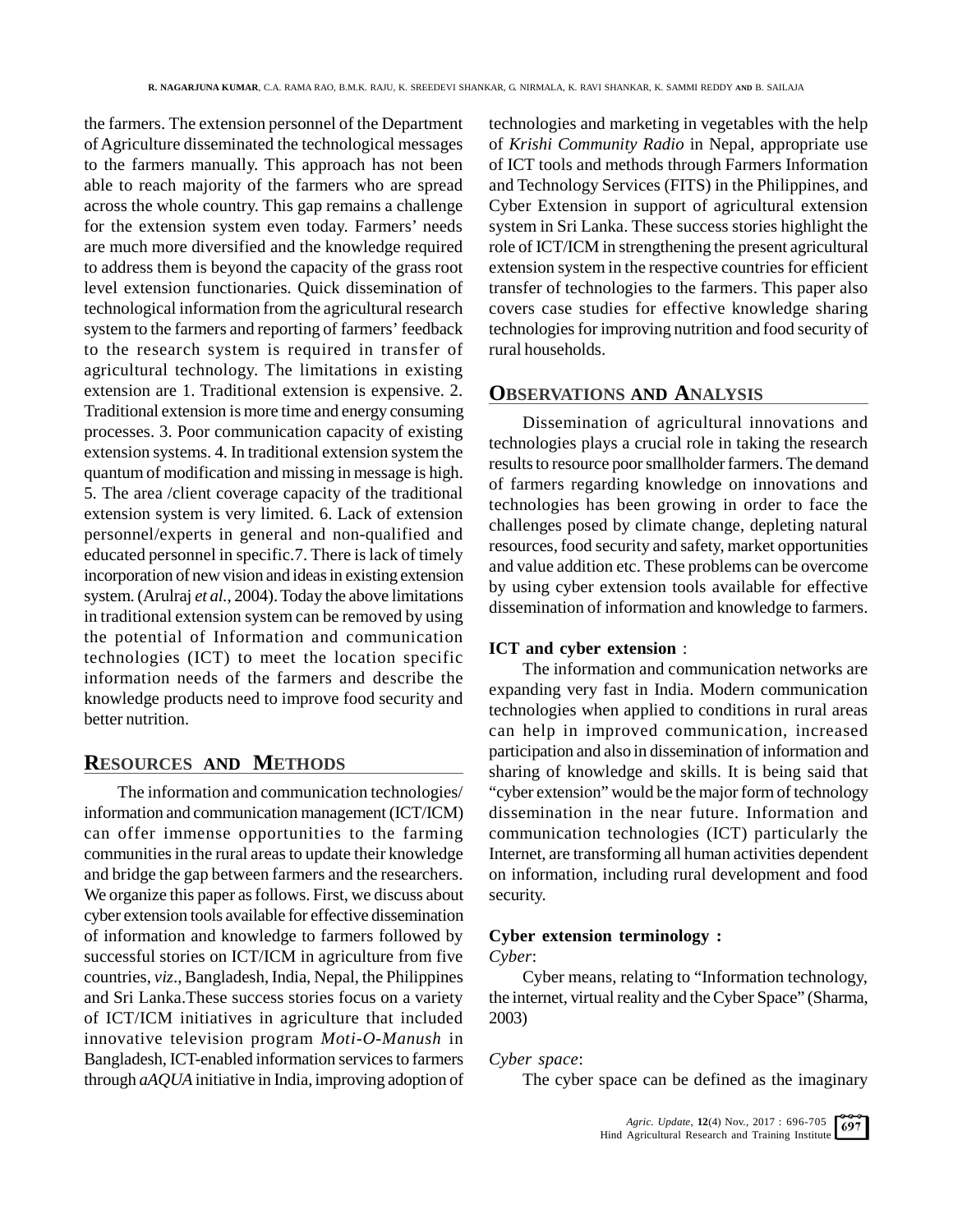the farmers. The extension personnel of the Department of Agriculture disseminated the technological messages to the farmers manually. This approach has not been able to reach majority of the farmers who are spread across the whole country. This gap remains a challenge for the extension system even today. Farmers' needs are much more diversified and the knowledge required to address them is beyond the capacity of the grass root level extension functionaries. Quick dissemination of technological information from the agricultural research system to the farmers and reporting of farmers' feedback to the research system is required in transfer of agricultural technology. The limitations in existing extension are 1. Traditional extension is expensive. 2. Traditional extension is more time and energy consuming processes. 3. Poor communication capacity of existing extension systems. 4. In traditional extension system the quantum of modification and missing in message is high. 5. The area /client coverage capacity of the traditional extension system is very limited. 6. Lack of extension personnel/experts in general and non-qualified and educated personnel in specific.7. There is lack of timely incorporation of new vision and ideas in existing extension system. (Arulraj *et al.*, 2004). Today the above limitations in traditional extension system can be removed by using the potential of Information and communication technologies (ICT) to meet the location specific information needs of the farmers and describe the knowledge products need to improve food security and better nutrition.

## RESOURCES AND METHODS

The information and communication technologies/ information and communication management (ICT/ICM) can offer immense opportunities to the farming communities in the rural areas to update their knowledge and bridge the gap between farmers and the researchers. We organize this paper as follows. First, we discuss about cyber extension tools available for effective dissemination of information and knowledge to farmers followed by successful stories on ICT/ICM in agriculture from five countries, *viz*., Bangladesh, India, Nepal, the Philippines and Sri Lanka.These success stories focus on a variety of ICT/ICM initiatives in agriculture that included innovative television program *Moti-O-Manush* in Bangladesh, ICT-enabled information services to farmers through *aAQUA* initiative in India, improving adoption of technologies and marketing in vegetables with the help of *Krishi Community Radio* in Nepal, appropriate use of ICT tools and methods through Farmers Information and Technology Services (FITS) in the Philippines, and Cyber Extension in support of agricultural extension system in Sri Lanka. These success stories highlight the role of ICT/ICM in strengthening the present agricultural extension system in the respective countries for efficient transfer of technologies to the farmers. This paper also covers case studies for effective knowledge sharing technologies for improving nutrition and food security of rural households.

## OBSERVATIONS AND ANALYSIS

Dissemination of agricultural innovations and technologies plays a crucial role in taking the research results to resource poor smallholder farmers. The demand of farmers regarding knowledge on innovations and technologies has been growing in order to face the challenges posed by climate change, depleting natural resources, food security and safety, market opportunities and value addition etc. These problems can be overcome by using cyber extension tools available for effective dissemination of information and knowledge to farmers.

**ICT and cyber extension** :

The information and communication networks are expanding very fast in India. Modern communication technologies when applied to conditions in rural areas can help in improved communication, increased participation and also in dissemination of information and sharing of knowledge and skills. It is being said that "cyber extension" would be the major form of technology dissemination in the near future. Information and communication technologies (ICT) particularly the Internet, are transforming all human activities dependent on information, including rural development and food security.

**Cyber extension terminology :**

*Cyber*:

Cyber means, relating to "Information technology, the internet, virtual reality and the Cyber Space" (Sharma, 2003)

*Cyber space*:

The cyber space can be defined as the imaginary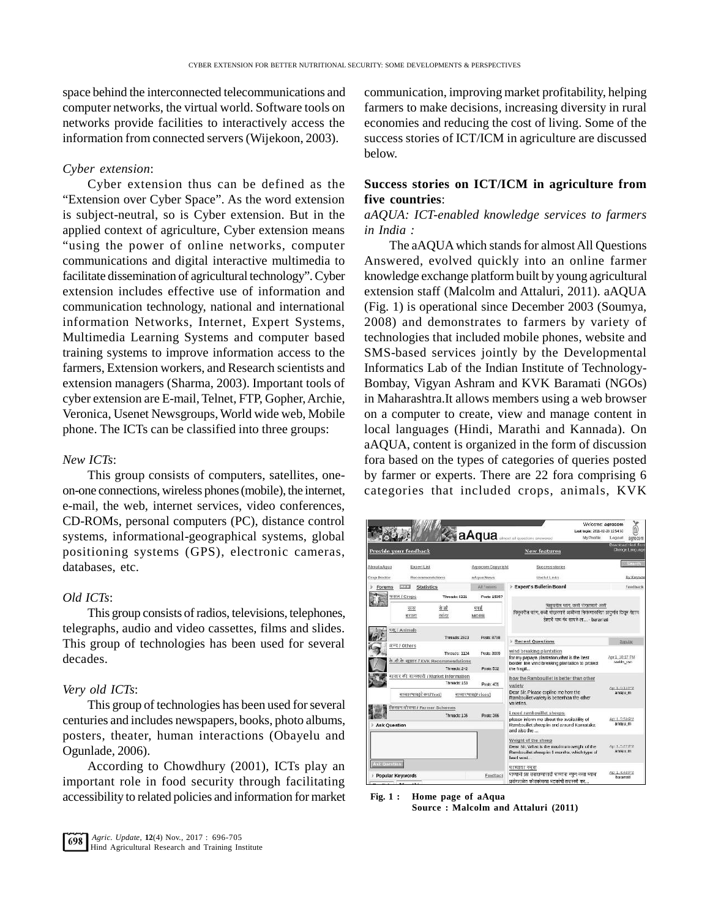space behind the interconnected telecommunications and computer networks, the virtual world. Software tools on networks provide facilities to interactively access the information from connected servers (Wijekoon, 2003).

*Cyber extension*:

Cyber extension thus can be defined as the "Extension over Cyber Space". As the word extension is subject-neutral, so is Cyber extension. But in the applied context of agriculture, Cyber extension means "using the power of online networks, computer communications and digital interactive multimedia to facilitate dissemination of agricultural technology". Cyber extension includes effective use of information and communication technology, national and international information Networks, Internet, Expert Systems, Multimedia Learning Systems and computer based training systems to improve information access to the farmers, Extension workers, and Research scientists and extension managers (Sharma, 2003). Important tools of cyber extension are E-mail, Telnet, FTP, Gopher, Archie, Veronica, Usenet Newsgroups, World wide web, Mobile phone. The ICTs can be classified into three groups:

*New ICTs*:

This group consists of computers, satellites, one-on-one connections, wireless phones (mobile), the internet, e-mail, the web, internet services, video conferences, CD-ROMs, personal computers (PC), distance control systems, informational-geographical systems, global positioning systems (GPS), electronic cameras, databases, etc.

*Old ICTs*:

This group consists of radios, televisions, telephones, telegraphs, audio and video cassettes, films and slides. This group of technologies has been used for several decades.

*Very old ICTs*:

This group of technologies has been used for several centuries and includes newspapers, books, photo albums, posters, theater, human interactions (Obayelu and Ogunlade, 2006).

According to Chowdhury (2001), ICTs play an important role in food security through facilitating accessibility to related policies and information for market communication, improving market profitability, helping farmers to make decisions, increasing diversity in rural economies and reducing the cost of living. Some of the success stories of ICT/ICM in agriculture are discussed below.

**Success stories on ICT/ICM in agriculture from five countries**:

*aAQUA: ICT-enabled knowledge services to farmers in India :*

The aAQUA which stands for almost All Questions Answered, evolved quickly into an online farmer knowledge exchange platform built by young agricultural extension staff (Malcolm and Attaluri, 2011). aAQUA (Fig. 1) is operational since December 2003 (Soumya, 2008) and demonstrates to farmers by variety of technologies that included mobile phones, website and SMS-based services jointly by the Developmental Informatics Lab of the Indian Institute of Technology-Bombay, Vigyan Ashram and KVK Baramati (NGOs) in Maharashtra.It allows members using a web browser on a computer to create, view and manage content in local languages (Hindi, Marathi and Kannada). On aAQUA, content is organized in the form of discussion fora based on the types of categories of queries posted by farmer or experts. There are 22 fora comprising 6 categories that included crops, animals, KVK

**Fig. 1 : Home page of aAqua**
**Source : Malcolm and Attaluri (2011)**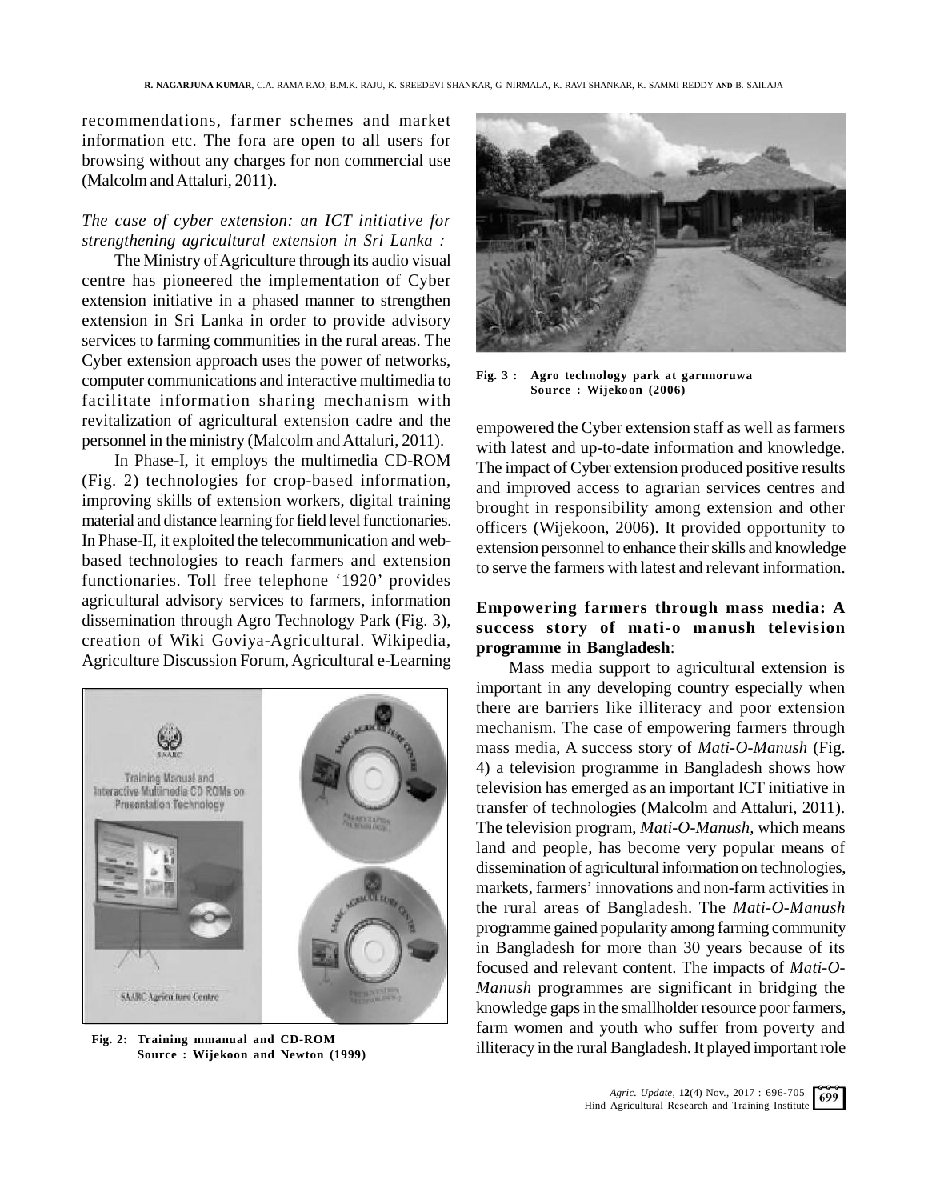recommendations, farmer schemes and market information etc. The fora are open to all users for browsing without any charges for non commercial use (Malcolm and Attaluri, 2011).

*The case of cyber extension: an ICT initiative for strengthening agricultural extension in Sri Lanka :*

The Ministry of Agriculture through its audio visual centre has pioneered the implementation of Cyber extension initiative in a phased manner to strengthen extension in Sri Lanka in order to provide advisory services to farming communities in the rural areas. The Cyber extension approach uses the power of networks, computer communications and interactive multimedia to facilitate information sharing mechanism with revitalization of agricultural extension cadre and the personnel in the ministry (Malcolm and Attaluri, 2011).

In Phase-I, it employs the multimedia CD-ROM (Fig. 2) technologies for crop-based information, improving skills of extension workers, digital training material and distance learning for field level functionaries. In Phase-II, it exploited the telecommunication and web-based technologies to reach farmers and extension functionaries. Toll free telephone '1920' provides agricultural advisory services to farmers, information dissemination through Agro Technology Park (Fig. 3), creation of Wiki Goviya-Agricultural. Wikipedia, Agriculture Discussion Forum, Agricultural e-Learning

**Fig. 2: Training mmanual and CD-ROM**
**Source : Wijekoon and Newton (1999)**

**Fig. 3 : Agro technology park at garnnoruwa**
**Source : Wijekoon (2006)**

empowered the Cyber extension staff as well as farmers with latest and up-to-date information and knowledge. The impact of Cyber extension produced positive results and improved access to agrarian services centres and brought in responsibility among extension and other officers (Wijekoon, 2006). It provided opportunity to extension personnel to enhance their skills and knowledge to serve the farmers with latest and relevant information.

### Empowering farmers through mass media: A success story of mati-o manush television programme in Bangladesh:

Mass media support to agricultural extension is important in any developing country especially when there are barriers like illiteracy and poor extension mechanism. The case of empowering farmers through mass media, A success story of *Mati-O-Manush* (Fig. 4) a television programme in Bangladesh shows how television has emerged as an important ICT initiative in transfer of technologies (Malcolm and Attaluri, 2011). The television program, *Mati-O-Manush,* which means land and people, has become very popular means of dissemination of agricultural information on technologies, markets, farmers' innovations and non-farm activities in the rural areas of Bangladesh. The *Mati-O-Manush* programme gained popularity among farming community in Bangladesh for more than 30 years because of its focused and relevant content. The impacts of *Mati-O-Manush* programmes are significant in bridging the knowledge gaps in the smallholder resource poor farmers, farm women and youth who suffer from poverty and illiteracy in the rural Bangladesh. It played important role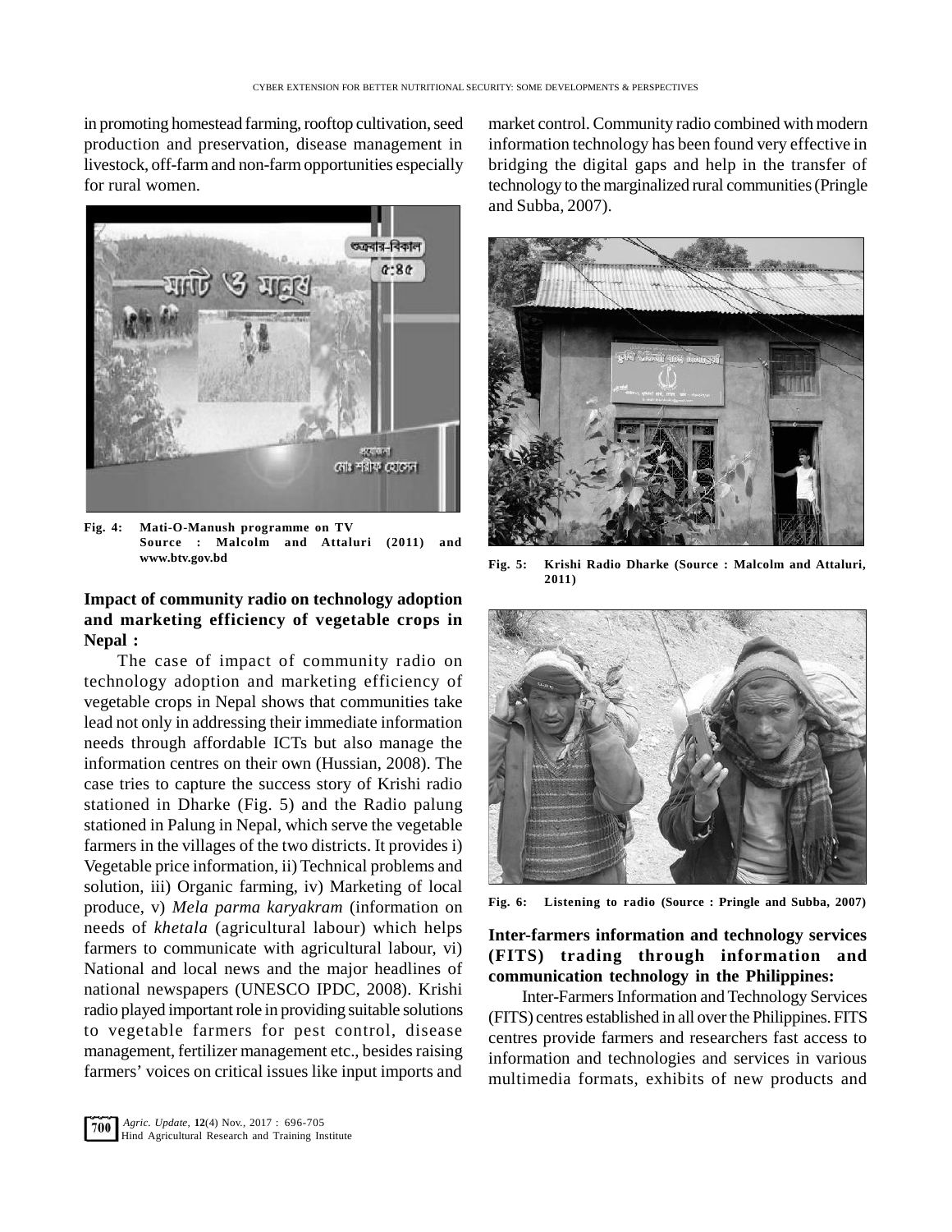in promoting homestead farming, rooftop cultivation, seed production and preservation, disease management in livestock, off-farm and non-farm opportunities especially for rural women.

**Fig. 4: Mati-O-Manush programme on TV Source : Malcolm and Attaluri (2011) and www.btv.gov.bd**

### Impact of community radio on technology adoption and marketing efficiency of vegetable crops in Nepal :

The case of impact of community radio on technology adoption and marketing efficiency of vegetable crops in Nepal shows that communities take lead not only in addressing their immediate information needs through affordable ICTs but also manage the information centres on their own (Hussian, 2008). The case tries to capture the success story of Krishi radio stationed in Dharke (Fig. 5) and the Radio palung stationed in Palung in Nepal, which serve the vegetable farmers in the villages of the two districts. It provides i) Vegetable price information, ii) Technical problems and solution, iii) Organic farming, iv) Marketing of local produce, v) *Mela parma karyakram* (information on needs of *khetala* (agricultural labour) which helps farmers to communicate with agricultural labour, vi) National and local news and the major headlines of national newspapers (UNESCO IPDC, 2008). Krishi radio played important role in providing suitable solutions to vegetable farmers for pest control, disease management, fertilizer management etc., besides raising farmers' voices on critical issues like input imports and market control. Community radio combined with modern information technology has been found very effective in bridging the digital gaps and help in the transfer of technology to the marginalized rural communities (Pringle and Subba, 2007).

**Fig. 5: Krishi Radio Dharke (Source : Malcolm and Attaluri, 2011)**

**Fig. 6: Listening to radio (Source : Pringle and Subba, 2007)**

### Inter-farmers information and technology services (FITS) trading through information and communication technology in the Philippines:

Inter-Farmers Information and Technology Services (FITS) centres established in all over the Philippines. FITS centres provide farmers and researchers fast access to information and technologies and services in various multimedia formats, exhibits of new products and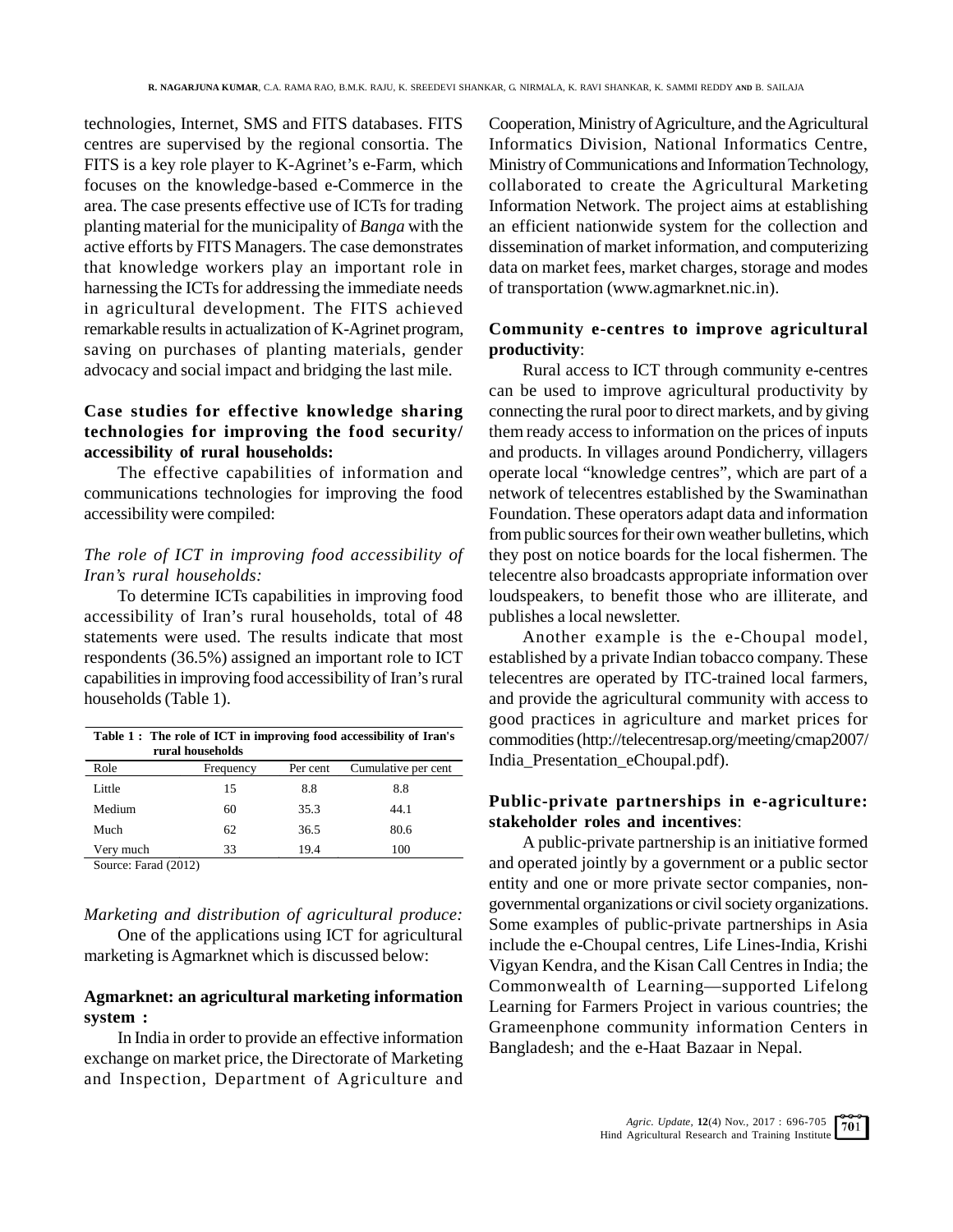technologies, Internet, SMS and FITS databases. FITS centres are supervised by the regional consortia. The FITS is a key role player to K-Agrinet's e-Farm, which focuses on the knowledge-based e-Commerce in the area. The case presents effective use of ICTs for trading planting material for the municipality of *Banga* with the active efforts by FITS Managers. The case demonstrates that knowledge workers play an important role in harnessing the ICTs for addressing the immediate needs in agricultural development. The FITS achieved remarkable results in actualization of K-Agrinet program, saving on purchases of planting materials, gender advocacy and social impact and bridging the last mile.

**Case studies for effective knowledge sharing technologies for improving the food security/ accessibility of rural households:**

The effective capabilities of information and communications technologies for improving the food accessibility were compiled:

*The role of ICT in improving food accessibility of Iran's rural households:*

To determine ICTs capabilities in improving food accessibility of Iran's rural households, total of 48 statements were used. The results indicate that most respondents (36.5%) assigned an important role to ICT capabilities in improving food accessibility of Iran's rural households (Table 1).

**Table 1 : The role of ICT in improving food accessibility of Iran's rural households**

| Role | Frequency | Per cent | Cumulative per cent |
|---|---|---|---|
| Little | 15 | 8.8 | 8.8 |
| Medium | 60 | 35.3 | 44.1 |
| Much | 62 | 36.5 | 80.6 |
| Very much | 33 | 19.4 | 100 |

Source: Farad (2012)

*Marketing and distribution of agricultural produce:*

One of the applications using ICT for agricultural marketing is Agmarknet which is discussed below:

**Agmarknet: an agricultural marketing information system :**

In India in order to provide an effective information exchange on market price, the Directorate of Marketing and Inspection, Department of Agriculture and Cooperation, Ministry of Agriculture, and the Agricultural Informatics Division, National Informatics Centre, Ministry of Communications and Information Technology, collaborated to create the Agricultural Marketing Information Network. The project aims at establishing an efficient nationwide system for the collection and dissemination of market information, and computerizing data on market fees, market charges, storage and modes of transportation (www.agmarknet.nic.in).

**Community e-centres to improve agricultural productivity**:

Rural access to ICT through community e-centres can be used to improve agricultural productivity by connecting the rural poor to direct markets, and by giving them ready access to information on the prices of inputs and products. In villages around Pondicherry, villagers operate local "knowledge centres", which are part of a network of telecentres established by the Swaminathan Foundation. These operators adapt data and information from public sources for their own weather bulletins, which they post on notice boards for the local fishermen. The telecentre also broadcasts appropriate information over loudspeakers, to benefit those who are illiterate, and publishes a local newsletter.

Another example is the e-Choupal model, established by a private Indian tobacco company. These telecentres are operated by ITC-trained local farmers, and provide the agricultural community with access to good practices in agriculture and market prices for commodities (http://telecentresap.org/meeting/cmap2007/India_Presentation_eChoupal.pdf).

**Public-private partnerships in e-agriculture: stakeholder roles and incentives**:

A public-private partnership is an initiative formed and operated jointly by a government or a public sector entity and one or more private sector companies, non-governmental organizations or civil society organizations. Some examples of public-private partnerships in Asia include the e-Choupal centres, Life Lines-India, Krishi Vigyan Kendra, and the Kisan Call Centres in India; the Commonwealth of Learning—supported Lifelong Learning for Farmers Project in various countries; the Grameenphone community information Centers in Bangladesh; and the e-Haat Bazaar in Nepal.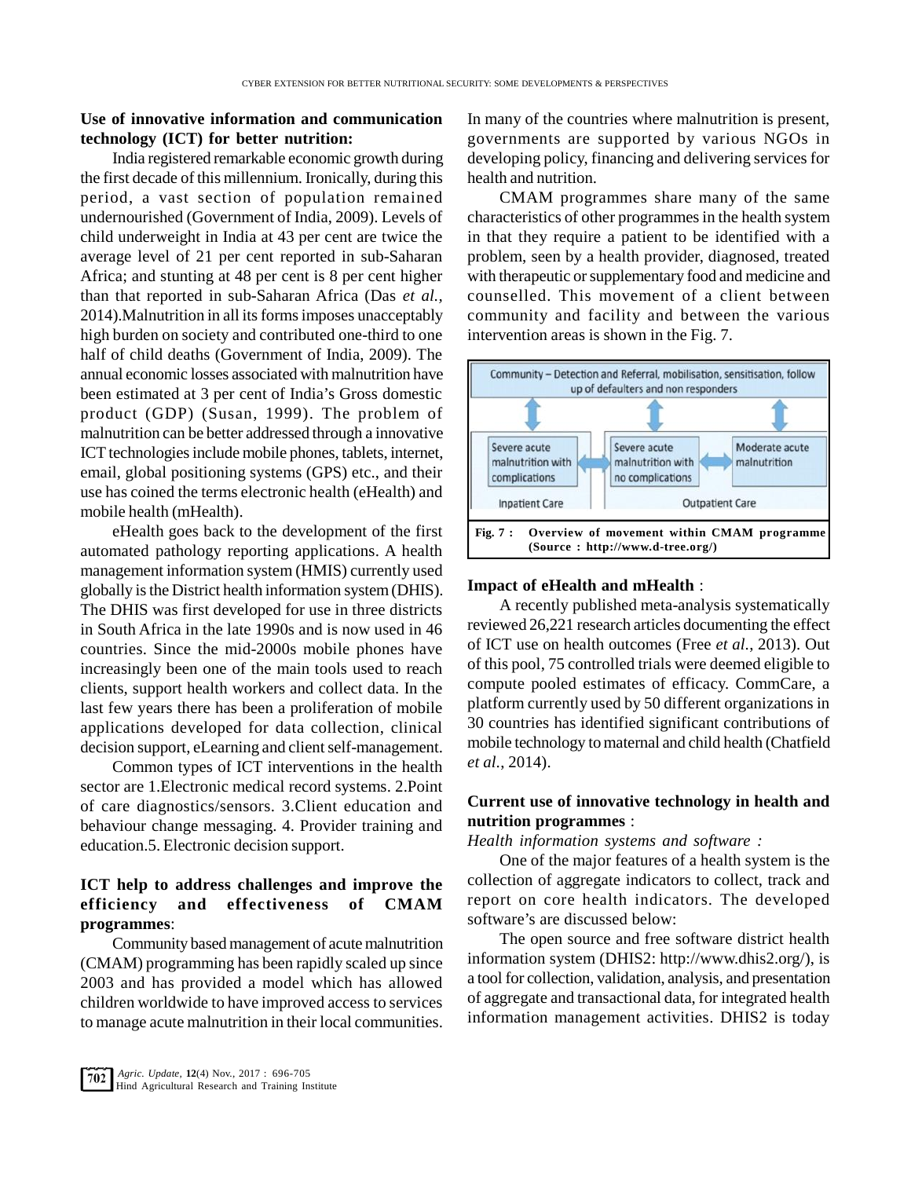### Use of innovative information and communication technology (ICT) for better nutrition:

India registered remarkable economic growth during the first decade of this millennium. Ironically, during this period, a vast section of population remained undernourished (Government of India, 2009). Levels of child underweight in India at 43 per cent are twice the average level of 21 per cent reported in sub-Saharan Africa; and stunting at 48 per cent is 8 per cent higher than that reported in sub-Saharan Africa (Das *et al.*, 2014).Malnutrition in all its forms imposes unacceptably high burden on society and contributed one-third to one half of child deaths (Government of India, 2009). The annual economic losses associated with malnutrition have been estimated at 3 per cent of India's Gross domestic product (GDP) (Susan, 1999). The problem of malnutrition can be better addressed through a innovative ICT technologies include mobile phones, tablets, internet, email, global positioning systems (GPS) etc., and their use has coined the terms electronic health (eHealth) and mobile health (mHealth).

eHealth goes back to the development of the first automated pathology reporting applications. A health management information system (HMIS) currently used globally is the District health information system (DHIS). The DHIS was first developed for use in three districts in South Africa in the late 1990s and is now used in 46 countries. Since the mid-2000s mobile phones have increasingly been one of the main tools used to reach clients, support health workers and collect data. In the last few years there has been a proliferation of mobile applications developed for data collection, clinical decision support, eLearning and client self-management.

Common types of ICT interventions in the health sector are 1.Electronic medical record systems. 2.Point of care diagnostics/sensors. 3.Client education and behaviour change messaging. 4. Provider training and education.5. Electronic decision support.

### ICT help to address challenges and improve the efficiency and effectiveness of CMAM programmes:

Community based management of acute malnutrition (CMAM) programming has been rapidly scaled up since 2003 and has provided a model which has allowed children worldwide to have improved access to services to manage acute malnutrition in their local communities. In many of the countries where malnutrition is present, governments are supported by various NGOs in developing policy, financing and delivering services for health and nutrition.

CMAM programmes share many of the same characteristics of other programmes in the health system in that they require a patient to be identified with a problem, seen by a health provider, diagnosed, treated with therapeutic or supplementary food and medicine and counselled. This movement of a client between community and facility and between the various intervention areas is shown in the Fig. 7.

Community – Detection and Referral, mobilisation, sensitisation, follow up of defaulters and non responders

Severe acute malnutrition with complications — Inpatient Care

Severe acute malnutrition with no complications — Outpatient Care

Moderate acute malnutrition — Outpatient Care

**Fig. 7 : Overview of movement within CMAM programme (Source : http://www.d-tree.org/)**

### Impact of eHealth and mHealth :

A recently published meta-analysis systematically reviewed 26,221 research articles documenting the effect of ICT use on health outcomes (Free *et al.*, 2013). Out of this pool, 75 controlled trials were deemed eligible to compute pooled estimates of efficacy. CommCare, a platform currently used by 50 different organizations in 30 countries has identified significant contributions of mobile technology to maternal and child health (Chatfield *et al.*, 2014).

### Current use of innovative technology in health and nutrition programmes :

*Health information systems and software :*

One of the major features of a health system is the collection of aggregate indicators to collect, track and report on core health indicators. The developed software's are discussed below:

The open source and free software district health information system (DHIS2: http://www.dhis2.org/), is a tool for collection, validation, analysis, and presentation of aggregate and transactional data, for integrated health information management activities. DHIS2 is today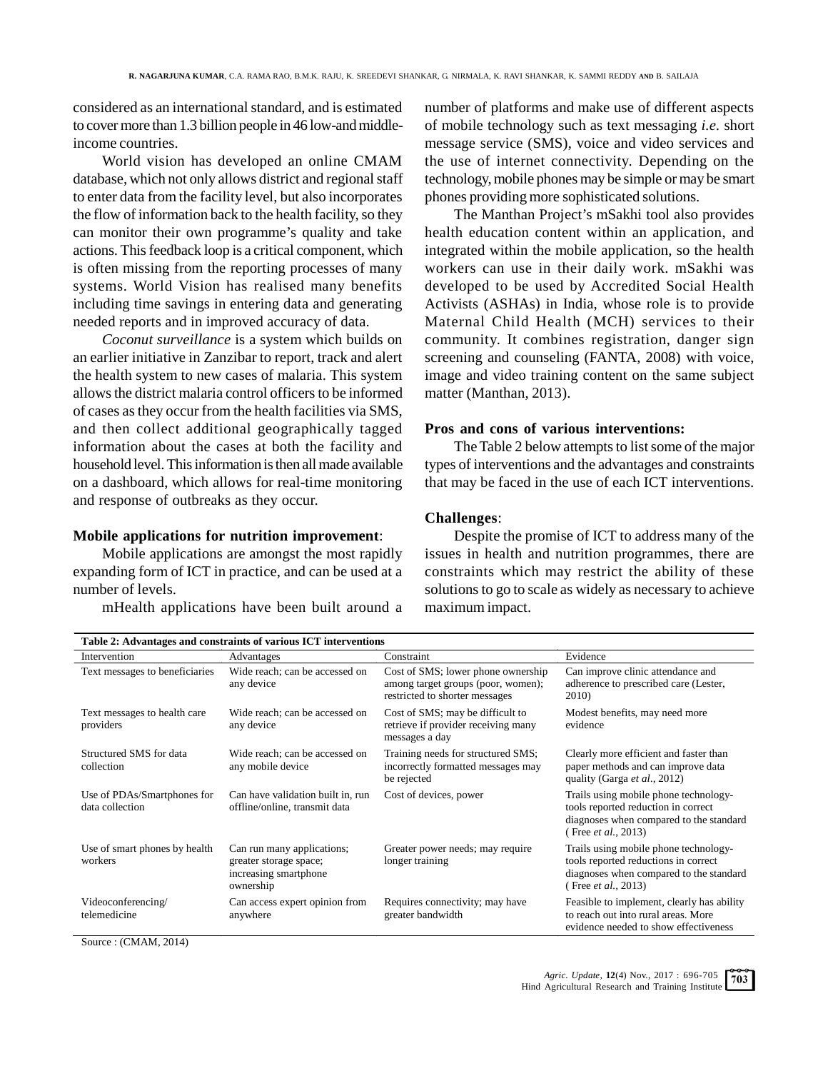considered as an international standard, and is estimated to cover more than 1.3 billion people in 46 low-and middle-income countries.

World vision has developed an online CMAM database, which not only allows district and regional staff to enter data from the facility level, but also incorporates the flow of information back to the health facility, so they can monitor their own programme's quality and take actions. This feedback loop is a critical component, which is often missing from the reporting processes of many systems. World Vision has realised many benefits including time savings in entering data and generating needed reports and in improved accuracy of data.

*Coconut surveillance* is a system which builds on an earlier initiative in Zanzibar to report, track and alert the health system to new cases of malaria. This system allows the district malaria control officers to be informed of cases as they occur from the health facilities via SMS, and then collect additional geographically tagged information about the cases at both the facility and household level. This information is then all made available on a dashboard, which allows for real-time monitoring and response of outbreaks as they occur.

**Mobile applications for nutrition improvement**:

Mobile applications are amongst the most rapidly expanding form of ICT in practice, and can be used at a number of levels.

mHealth applications have been built around a number of platforms and make use of different aspects of mobile technology such as text messaging *i.e.* short message service (SMS), voice and video services and the use of internet connectivity. Depending on the technology, mobile phones may be simple or may be smart phones providing more sophisticated solutions.

The Manthan Project's mSakhi tool also provides health education content within an application, and integrated within the mobile application, so the health workers can use in their daily work. mSakhi was developed to be used by Accredited Social Health Activists (ASHAs) in India, whose role is to provide Maternal Child Health (MCH) services to their community. It combines registration, danger sign screening and counseling (FANTA, 2008) with voice, image and video training content on the same subject matter (Manthan, 2013).

**Pros and cons of various interventions:**

The Table 2 below attempts to list some of the major types of interventions and the advantages and constraints that may be faced in the use of each ICT interventions.

**Challenges**:

Despite the promise of ICT to address many of the issues in health and nutrition programmes, there are constraints which may restrict the ability of these solutions to go to scale as widely as necessary to achieve maximum impact.

**Table 2: Advantages and constraints of various ICT interventions**

| Intervention | Advantages | Constraint | Evidence |
|---|---|---|---|
| Text messages to beneficiaries | Wide reach; can be accessed on any device | Cost of SMS; lower phone ownership among target groups (poor, women); restricted to shorter messages | Can improve clinic attendance and adherence to prescribed care (Lester, 2010) |
| Text messages to health care providers | Wide reach; can be accessed on any device | Cost of SMS; may be difficult to retrieve if provider receiving many messages a day | Modest benefits, may need more evidence |
| Structured SMS for data collection | Wide reach; can be accessed on any mobile device | Training needs for structured SMS; incorrectly formatted messages may be rejected | Clearly more efficient and faster than paper methods and can improve data quality (Garga *et al.*, 2012) |
| Use of PDAs/Smartphones for data collection | Can have validation built in, run offline/online, transmit data | Cost of devices, power | Trails using mobile phone technology-tools reported reduction in correct diagnoses when compared to the standard ( Free *et al.*, 2013) |
| Use of smart phones by health workers | Can run many applications; greater storage space; increasing smartphone ownership | Greater power needs; may require longer training | Trails using mobile phone technology-tools reported reductions in correct diagnoses when compared to the standard ( Free *et al.*, 2013) |
| Videoconferencing/ telemedicine | Can access expert opinion from anywhere | Requires connectivity; may have greater bandwidth | Feasible to implement, clearly has ability to reach out into rural areas. More evidence needed to show effectiveness |

Source : (CMAM, 2014)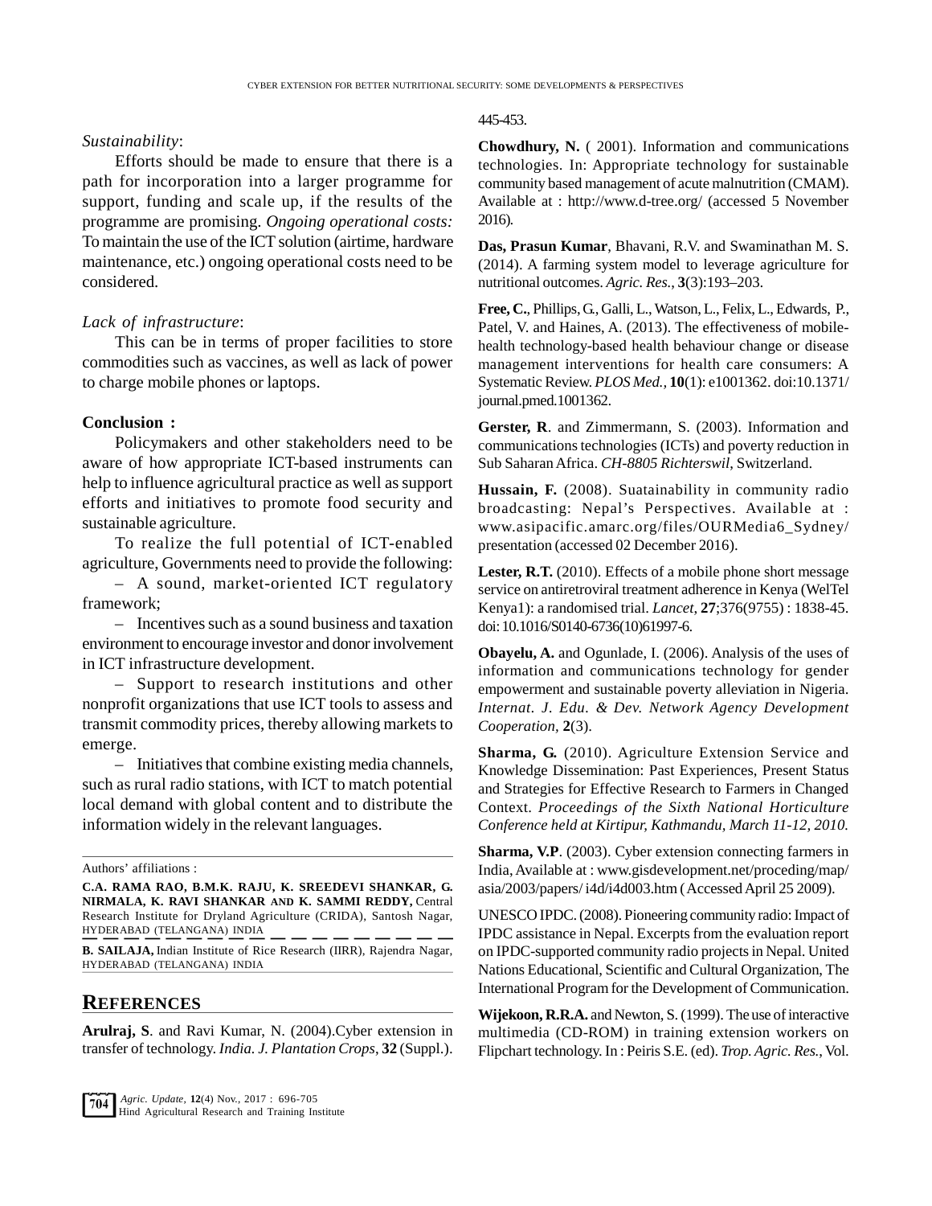*Sustainability*:

Efforts should be made to ensure that there is a path for incorporation into a larger programme for support, funding and scale up, if the results of the programme are promising. *Ongoing operational costs:* To maintain the use of the ICT solution (airtime, hardware maintenance, etc.) ongoing operational costs need to be considered.

*Lack of infrastructure*:

This can be in terms of proper facilities to store commodities such as vaccines, as well as lack of power to charge mobile phones or laptops.

**Conclusion :**

Policymakers and other stakeholders need to be aware of how appropriate ICT-based instruments can help to influence agricultural practice as well as support efforts and initiatives to promote food security and sustainable agriculture.

To realize the full potential of ICT-enabled agriculture, Governments need to provide the following:

– A sound, market-oriented ICT regulatory framework;

– Incentives such as a sound business and taxation environment to encourage investor and donor involvement in ICT infrastructure development.

– Support to research institutions and other nonprofit organizations that use ICT tools to assess and transmit commodity prices, thereby allowing markets to emerge.

– Initiatives that combine existing media channels, such as rural radio stations, with ICT to match potential local demand with global content and to distribute the information widely in the relevant languages.

---

Authors' affiliations :

**C.A. RAMA RAO, B.M.K. RAJU, K. SREEDEVI SHANKAR, G. NIRMALA, K. RAVI SHANKAR AND K. SAMMI REDDY,** Central Research Institute for Dryland Agriculture (CRIDA), Santosh Nagar, HYDERABAD (TELANGANA) INDIA

**B. SAILAJA,** Indian Institute of Rice Research (IIRR), Rajendra Nagar, HYDERABAD (TELANGANA) INDIA

## REFERENCES

**Arulraj, S**. and Ravi Kumar, N. (2004).Cyber extension in transfer of technology. *India. J. Plantation Crops*, **32** (Suppl.). 445-453.

**Chowdhury, N.** ( 2001). Information and communications technologies. In: Appropriate technology for sustainable community based management of acute malnutrition (CMAM). Available at : http://www.d-tree.org/ (accessed 5 November 2016).

**Das, Prasun Kumar**, Bhavani, R.V. and Swaminathan M. S. (2014). A farming system model to leverage agriculture for nutritional outcomes. *Agric. Res.*, **3**(3):193–203.

**Free, C.**, Phillips, G., Galli, L., Watson, L., Felix, L., Edwards, P., Patel, V. and Haines, A. (2013). The effectiveness of mobile-health technology-based health behaviour change or disease management interventions for health care consumers: A Systematic Review. *PLOS Med.*, **10**(1): e1001362. doi:10.1371/journal.pmed.1001362.

**Gerster, R**. and Zimmermann, S. (2003). Information and communications technologies (ICTs) and poverty reduction in Sub Saharan Africa. *CH-8805 Richterswil*, Switzerland.

**Hussain, F.** (2008). Suatainability in community radio broadcasting: Nepal's Perspectives. Available at : www.asipacific.amarc.org/files/OURMedia6_Sydney/presentation (accessed 02 December 2016).

**Lester, R.T.** (2010). Effects of a mobile phone short message service on antiretroviral treatment adherence in Kenya (WelTel Kenya1): a randomised trial. *Lancet*, **27**;376(9755) : 1838-45. doi: 10.1016/S0140-6736(10)61997-6.

**Obayelu, A.** and Ogunlade, I. (2006). Analysis of the uses of information and communications technology for gender empowerment and sustainable poverty alleviation in Nigeria. *Internat. J. Edu. & Dev. Network Agency Development Cooperation*, **2**(3).

**Sharma, G.** (2010). Agriculture Extension Service and Knowledge Dissemination: Past Experiences, Present Status and Strategies for Effective Research to Farmers in Changed Context. *Proceedings of the Sixth National Horticulture Conference held at Kirtipur, Kathmandu, March 11-12, 2010.*

**Sharma, V.P**. (2003). Cyber extension connecting farmers in India, Available at : www.gisdevelopment.net/proceding/map/asia/2003/papers/ i4d/i4d003.htm ( Accessed April 25 2009).

UNESCO IPDC. (2008). Pioneering community radio: Impact of IPDC assistance in Nepal. Excerpts from the evaluation report on IPDC-supported community radio projects in Nepal. United Nations Educational, Scientific and Cultural Organization, The International Program for the Development of Communication.

**Wijekoon, R.R.A.** and Newton, S. (1999). The use of interactive multimedia (CD-ROM) in training extension workers on Flipchart technology. In : Peiris S.E. (ed). *Trop. Agric. Res.*, Vol.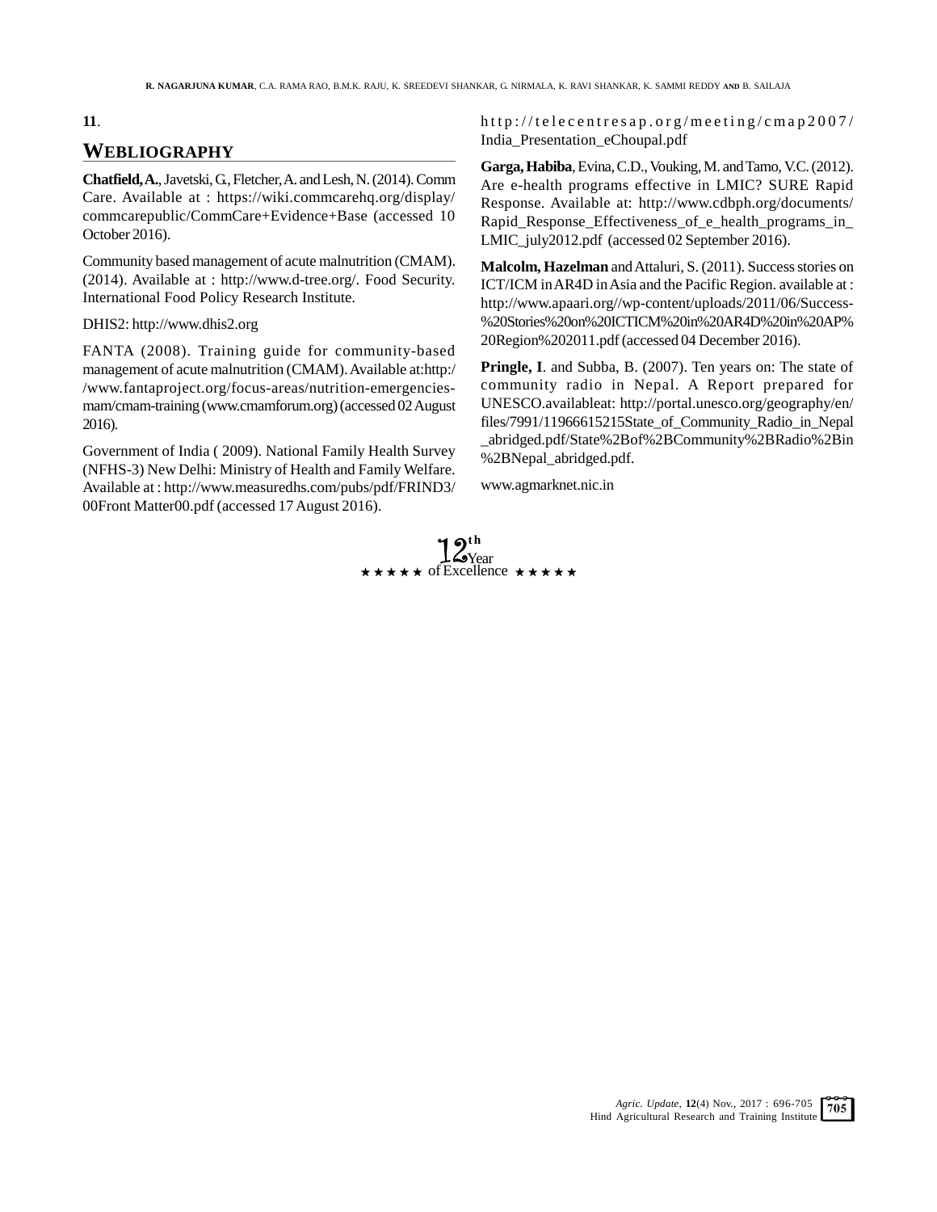**11**.

## WEBLIOGRAPHY

**Chatfield, A.**, Javetski, G., Fletcher, A. and Lesh, N. (2014). Comm Care. Available at : https://wiki.commcarehq.org/display/commcarepublic/CommCare+Evidence+Base (accessed 10 October 2016).

Community based management of acute malnutrition (CMAM). (2014). Available at : http://www.d-tree.org/. Food Security. International Food Policy Research Institute.

DHIS2: http://www.dhis2.org

FANTA (2008). Training guide for community-based management of acute malnutrition (CMAM). Available at:http://www.fantaproject.org/focus-areas/nutrition-emergencies-mam/cmam-training (www.cmamforum.org) (accessed 02 August 2016).

Government of India ( 2009). National Family Health Survey (NFHS-3) New Delhi: Ministry of Health and Family Welfare. Available at : http://www.measuredhs.com/pubs/pdf/FRIND3/00Front Matter00.pdf (accessed 17 August 2016).

http://telecentresap.org/meeting/cmap2007/India_Presentation_eChoupal.pdf

**Garga, Habiba**, Evina, C.D., Vouking, M. and Tamo, V.C. (2012). Are e-health programs effective in LMIC? SURE Rapid Response. Available at: http://www.cdbph.org/documents/Rapid_Response_Effectiveness_of_e_health_programs_in_LMIC_july2012.pdf (accessed 02 September 2016).

**Malcolm, Hazelman** and Attaluri, S. (2011). Success stories on ICT/ICM in AR4D in Asia and the Pacific Region. available at : http://www.apaari.org//wp-content/uploads/2011/06/Success-%20Stories%20on%20ICTICM%20in%20AR4D%20in%20AP%20Region%202011.pdf (accessed 04 December 2016).

**Pringle, I**. and Subba, B. (2007). Ten years on: The state of community radio in Nepal. A Report prepared for UNESCO.availableat: http://portal.unesco.org/geography/en/files/7991/11966615215State_of_Community_Radio_in_Nepal_abridged.pdf/State%2Bof%2BCommunity%2BRadio%2Bin%2BNepal_abridged.pdf.

www.agmarknet.nic.in